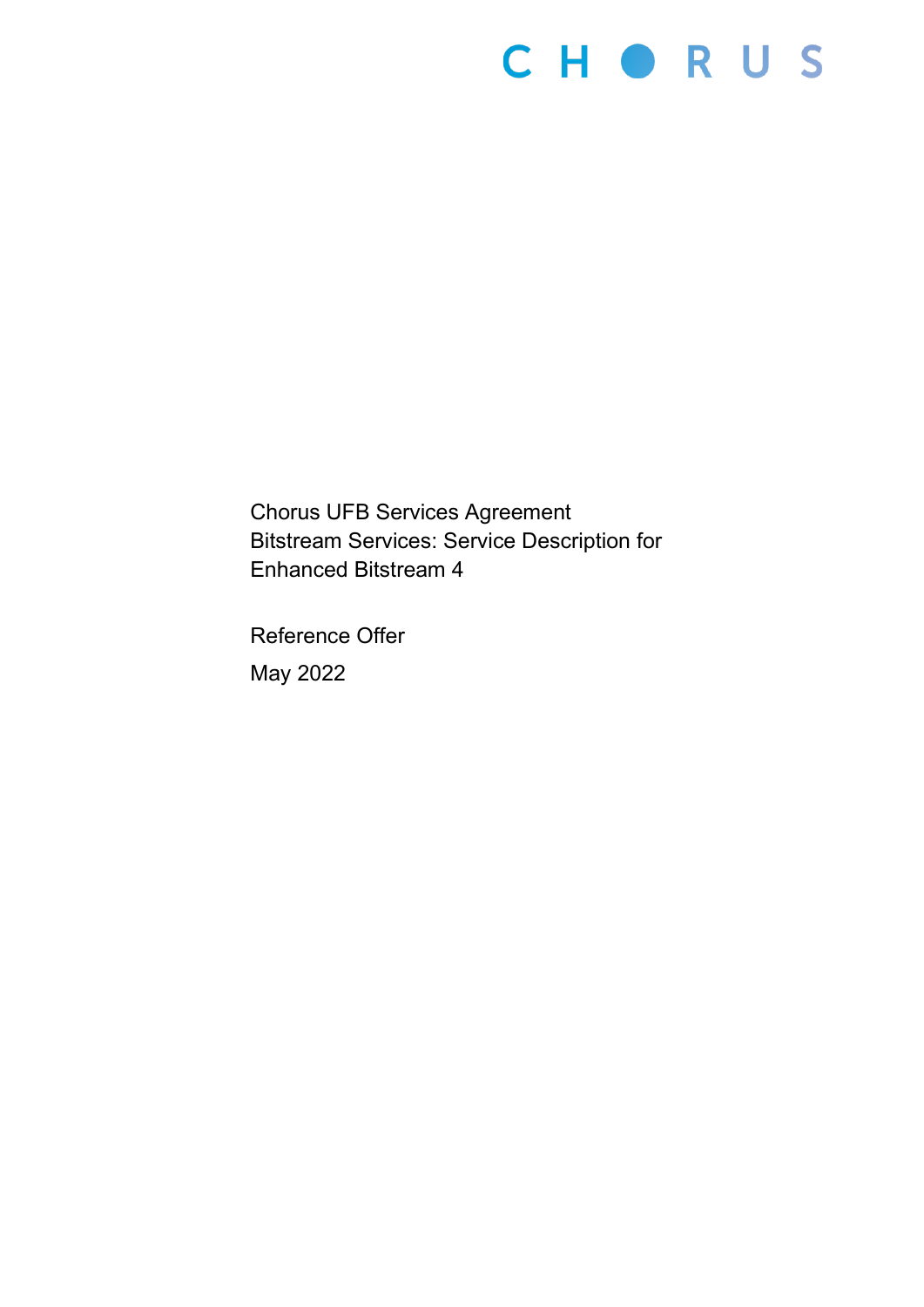CHORUS

Chorus UFB Services Agreement
Bitstream Services: Service Description for
Enhanced Bitstream 4

Reference Offer

May 2022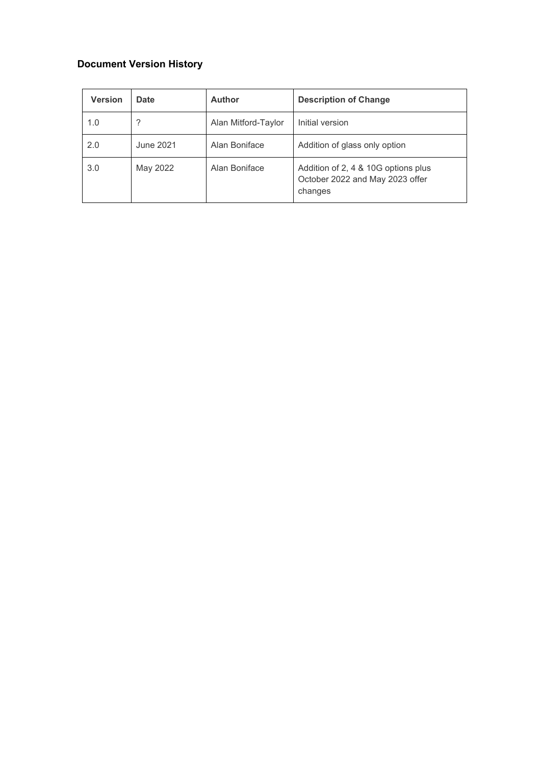### Document Version History

| Version | Date | Author | Description of Change |
|---|---|---|---|
| 1.0 | ? | Alan Mitford-Taylor | Initial version |
| 2.0 | June 2021 | Alan Boniface | Addition of glass only option |
| 3.0 | May 2022 | Alan Boniface | Addition of 2, 4 & 10G options plus October 2022 and May 2023 offer changes |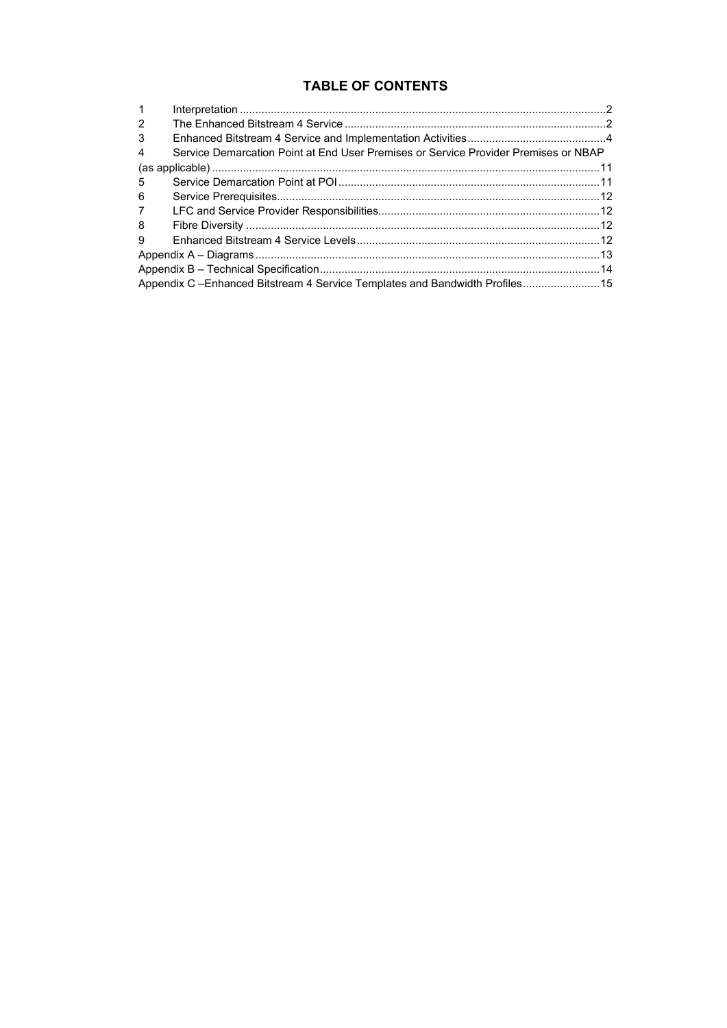# TABLE OF CONTENTS

1 Interpretation ..... 2
2 The Enhanced Bitstream 4 Service ..... 2
3 Enhanced Bitstream 4 Service and Implementation Activities ..... 4
4 Service Demarcation Point at End User Premises or Service Provider Premises or NBAP (as applicable) ..... 11
5 Service Demarcation Point at POI ..... 11
6 Service Prerequisites ..... 12
7 LFC and Service Provider Responsibilities ..... 12
8 Fibre Diversity ..... 12
9 Enhanced Bitstream 4 Service Levels ..... 12
Appendix A – Diagrams ..... 13
Appendix B – Technical Specification ..... 14
Appendix C –Enhanced Bitstream 4 Service Templates and Bandwidth Profiles ..... 15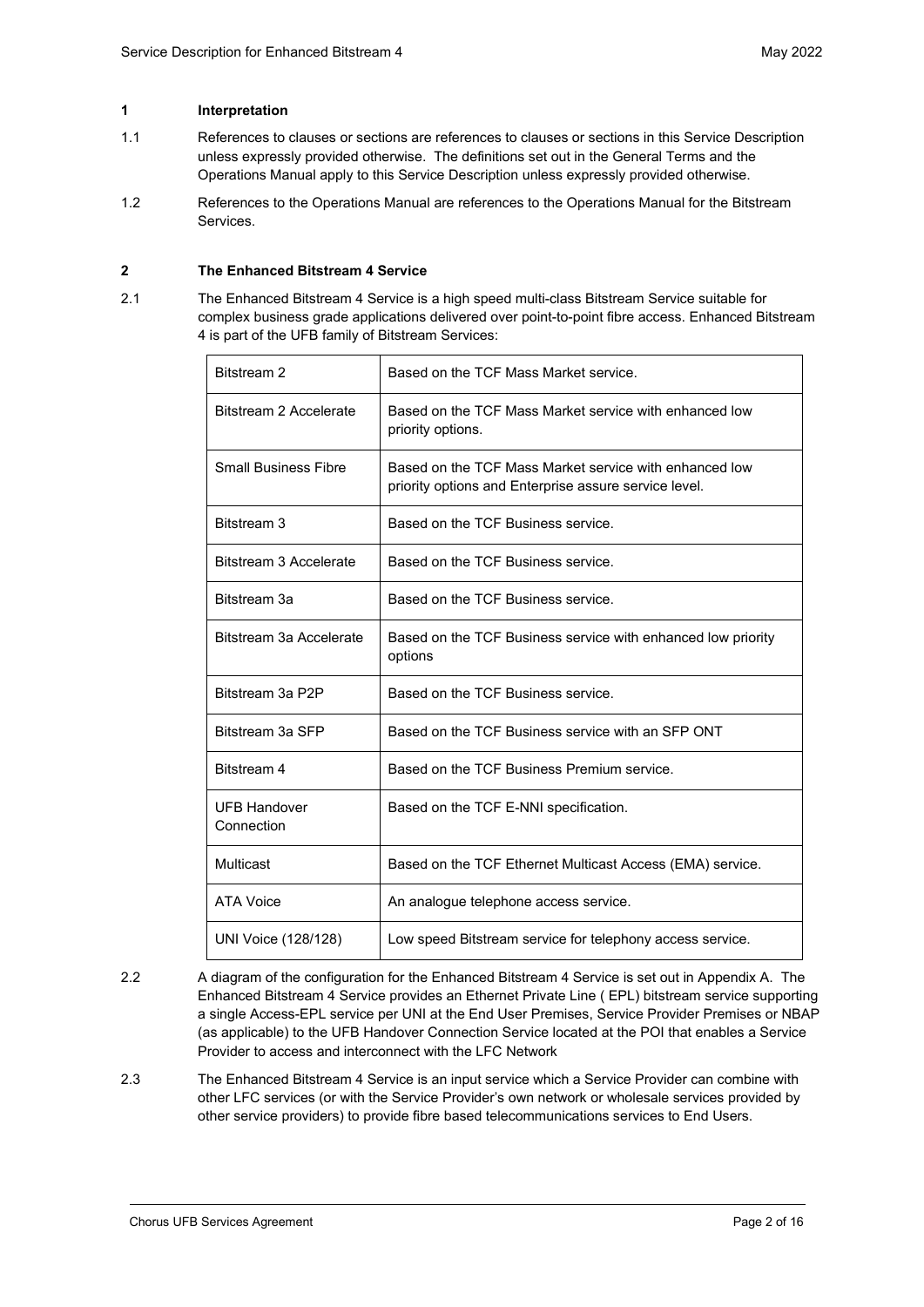## 1 Interpretation

1.1 References to clauses or sections are references to clauses or sections in this Service Description unless expressly provided otherwise. The definitions set out in the General Terms and the Operations Manual apply to this Service Description unless expressly provided otherwise.

1.2 References to the Operations Manual are references to the Operations Manual for the Bitstream Services.

## 2 The Enhanced Bitstream 4 Service

2.1 The Enhanced Bitstream 4 Service is a high speed multi-class Bitstream Service suitable for complex business grade applications delivered over point-to-point fibre access. Enhanced Bitstream 4 is part of the UFB family of Bitstream Services:

| | |
|---|---|
| Bitstream 2 | Based on the TCF Mass Market service. |
| Bitstream 2 Accelerate | Based on the TCF Mass Market service with enhanced low priority options. |
| Small Business Fibre | Based on the TCF Mass Market service with enhanced low priority options and Enterprise assure service level. |
| Bitstream 3 | Based on the TCF Business service. |
| Bitstream 3 Accelerate | Based on the TCF Business service. |
| Bitstream 3a | Based on the TCF Business service. |
| Bitstream 3a Accelerate | Based on the TCF Business service with enhanced low priority options |
| Bitstream 3a P2P | Based on the TCF Business service. |
| Bitstream 3a SFP | Based on the TCF Business service with an SFP ONT |
| Bitstream 4 | Based on the TCF Business Premium service. |
| UFB Handover Connection | Based on the TCF E-NNI specification. |
| Multicast | Based on the TCF Ethernet Multicast Access (EMA) service. |
| ATA Voice | An analogue telephone access service. |
| UNI Voice (128/128) | Low speed Bitstream service for telephony access service. |

2.2 A diagram of the configuration for the Enhanced Bitstream 4 Service is set out in Appendix A. The Enhanced Bitstream 4 Service provides an Ethernet Private Line ( EPL) bitstream service supporting a single Access-EPL service per UNI at the End User Premises, Service Provider Premises or NBAP (as applicable) to the UFB Handover Connection Service located at the POI that enables a Service Provider to access and interconnect with the LFC Network

2.3 The Enhanced Bitstream 4 Service is an input service which a Service Provider can combine with other LFC services (or with the Service Provider's own network or wholesale services provided by other service providers) to provide fibre based telecommunications services to End Users.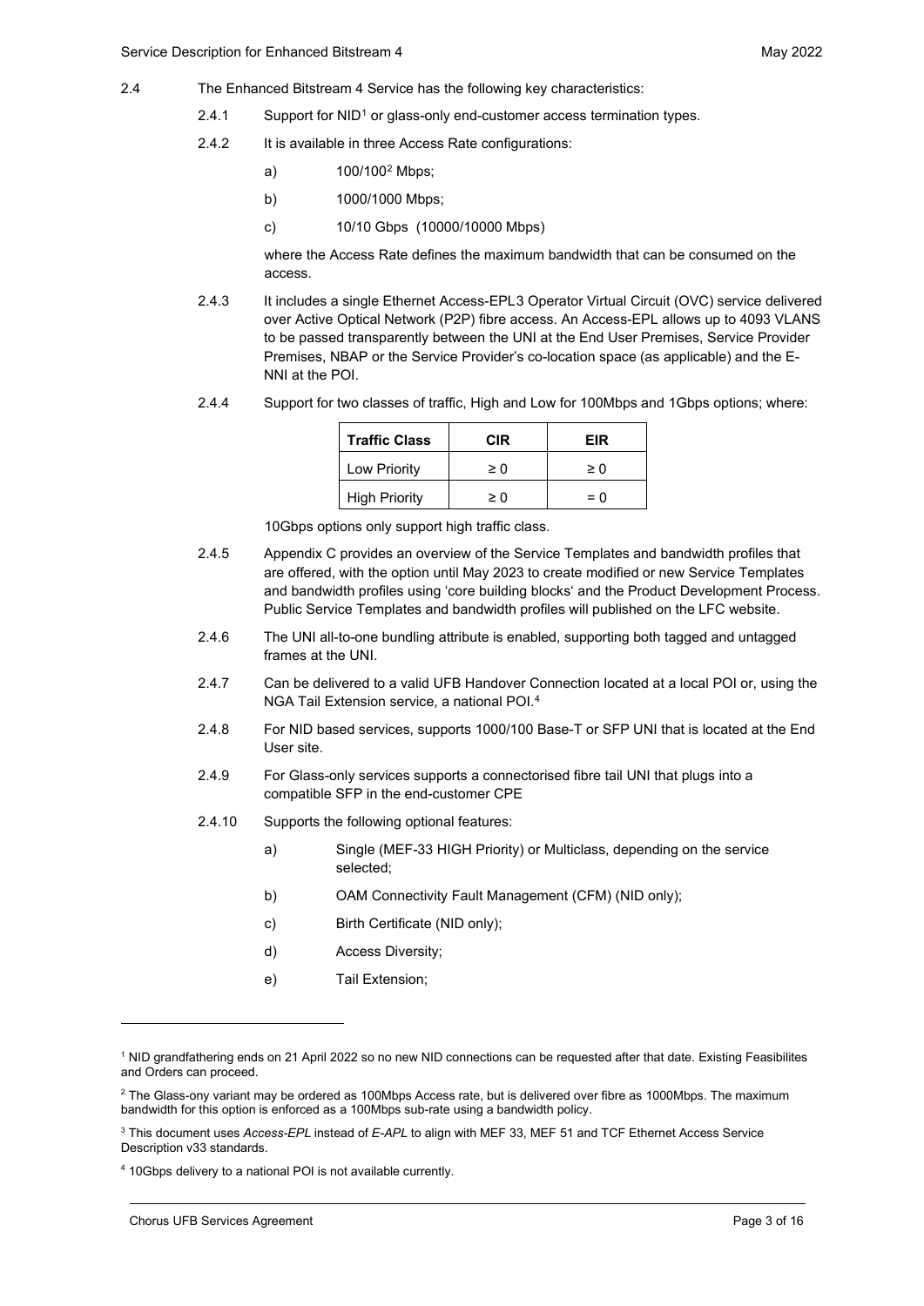2.4 The Enhanced Bitstream 4 Service has the following key characteristics:

2.4.1 Support for NID[1] or glass-only end-customer access termination types.

2.4.2 It is available in three Access Rate configurations:

a) 100/100[2] Mbps;

b) 1000/1000 Mbps;

c) 10/10 Gbps (10000/10000 Mbps)

where the Access Rate defines the maximum bandwidth that can be consumed on the access.

2.4.3 It includes a single Ethernet Access-EPL3 Operator Virtual Circuit (OVC) service delivered over Active Optical Network (P2P) fibre access. An Access-EPL allows up to 4093 VLANS to be passed transparently between the UNI at the End User Premises, Service Provider Premises, NBAP or the Service Provider's co-location space (as applicable) and the E-NNI at the POI.

2.4.4 Support for two classes of traffic, High and Low for 100Mbps and 1Gbps options; where:

| Traffic Class | CIR | EIR |
|---|---|---|
| Low Priority | ≥ 0 | ≥ 0 |
| High Priority | ≥ 0 | = 0 |

10Gbps options only support high traffic class.

2.4.5 Appendix C provides an overview of the Service Templates and bandwidth profiles that are offered, with the option until May 2023 to create modified or new Service Templates and bandwidth profiles using 'core building blocks' and the Product Development Process. Public Service Templates and bandwidth profiles will published on the LFC website.

2.4.6 The UNI all-to-one bundling attribute is enabled, supporting both tagged and untagged frames at the UNI.

2.4.7 Can be delivered to a valid UFB Handover Connection located at a local POI or, using the NGA Tail Extension service, a national POI.[4]

2.4.8 For NID based services, supports 1000/100 Base-T or SFP UNI that is located at the End User site.

2.4.9 For Glass-only services supports a connectorised fibre tail UNI that plugs into a compatible SFP in the end-customer CPE

2.4.10 Supports the following optional features:

a) Single (MEF-33 HIGH Priority) or Multiclass, depending on the service selected;

b) OAM Connectivity Fault Management (CFM) (NID only);

c) Birth Certificate (NID only);

d) Access Diversity;

e) Tail Extension;

---

[1] NID grandfathering ends on 21 April 2022 so no new NID connections can be requested after that date. Existing Feasibilites and Orders can proceed.

[2] The Glass-ony variant may be ordered as 100Mbps Access rate, but is delivered over fibre as 1000Mbps. The maximum bandwidth for this option is enforced as a 100Mbps sub-rate using a bandwidth policy.

[3] This document uses *Access-EPL* instead of *E-APL* to align with MEF 33, MEF 51 and TCF Ethernet Access Service Description v33 standards.

[4] 10Gbps delivery to a national POI is not available currently.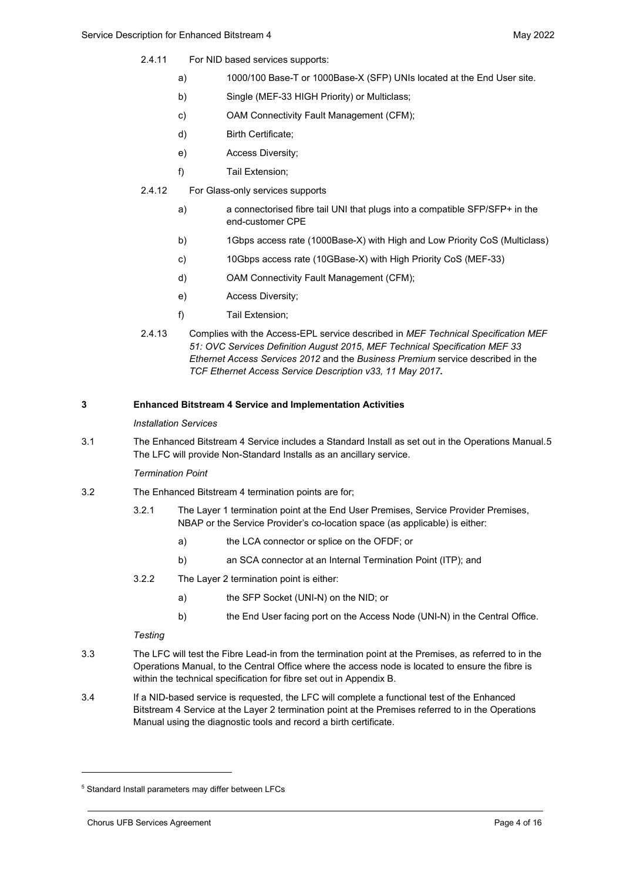2.4.11 For NID based services supports:

a) 1000/100 Base-T or 1000Base-X (SFP) UNIs located at the End User site.

b) Single (MEF-33 HIGH Priority) or Multiclass;

c) OAM Connectivity Fault Management (CFM);

d) Birth Certificate;

e) Access Diversity;

f) Tail Extension;

2.4.12 For Glass-only services supports

a) a connectorised fibre tail UNI that plugs into a compatible SFP/SFP+ in the end-customer CPE

b) 1Gbps access rate (1000Base-X) with High and Low Priority CoS (Multiclass)

c) 10Gbps access rate (10GBase-X) with High Priority CoS (MEF-33)

d) OAM Connectivity Fault Management (CFM);

e) Access Diversity;

f) Tail Extension;

2.4.13 Complies with the Access-EPL service described in *MEF Technical Specification MEF 51: OVC Services Definition August 2015*, *MEF Technical Specification MEF 33 Ethernet Access Services 2012* and the *Business Premium* service described in the *TCF Ethernet Access Service Description v33, 11 May 2017*.

## 3 Enhanced Bitstream 4 Service and Implementation Activities

*Installation Services*

3.1 The Enhanced Bitstream 4 Service includes a Standard Install as set out in the Operations Manual.[5] The LFC will provide Non-Standard Installs as an ancillary service.

*Termination Point*

3.2 The Enhanced Bitstream 4 termination points are for;

3.2.1 The Layer 1 termination point at the End User Premises, Service Provider Premises, NBAP or the Service Provider's co-location space (as applicable) is either:

a) the LCA connector or splice on the OFDF; or

b) an SCA connector at an Internal Termination Point (ITP); and

3.2.2 The Layer 2 termination point is either:

a) the SFP Socket (UNI-N) on the NID; or

b) the End User facing port on the Access Node (UNI-N) in the Central Office.

*Testing*

3.3 The LFC will test the Fibre Lead-in from the termination point at the Premises, as referred to in the Operations Manual, to the Central Office where the access node is located to ensure the fibre is within the technical specification for fibre set out in Appendix B.

3.4 If a NID-based service is requested, the LFC will complete a functional test of the Enhanced Bitstream 4 Service at the Layer 2 termination point at the Premises referred to in the Operations Manual using the diagnostic tools and record a birth certificate.

[5] Standard Install parameters may differ between LFCs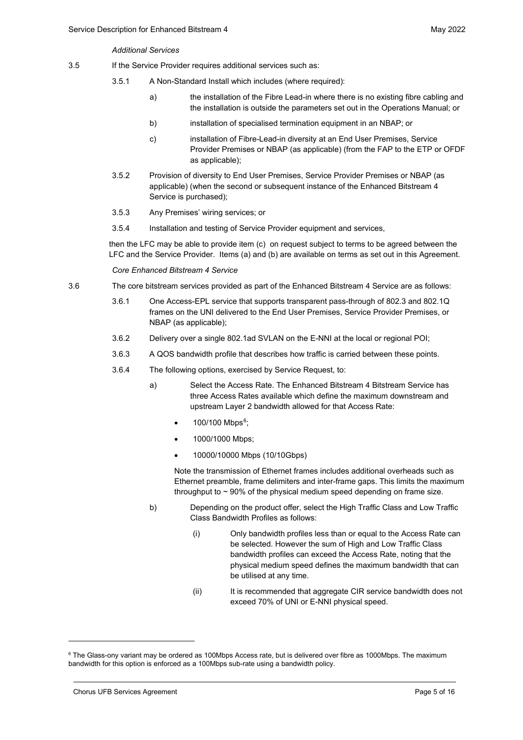*Additional Services*

3.5 If the Service Provider requires additional services such as:

3.5.1 A Non-Standard Install which includes (where required):

a) the installation of the Fibre Lead-in where there is no existing fibre cabling and the installation is outside the parameters set out in the Operations Manual; or

b) installation of specialised termination equipment in an NBAP; or

c) installation of Fibre-Lead-in diversity at an End User Premises, Service Provider Premises or NBAP (as applicable) (from the FAP to the ETP or OFDF as applicable);

3.5.2 Provision of diversity to End User Premises, Service Provider Premises or NBAP (as applicable) (when the second or subsequent instance of the Enhanced Bitstream 4 Service is purchased);

3.5.3 Any Premises' wiring services; or

3.5.4 Installation and testing of Service Provider equipment and services,

then the LFC may be able to provide item (c) on request subject to terms to be agreed between the LFC and the Service Provider. Items (a) and (b) are available on terms as set out in this Agreement.

*Core Enhanced Bitstream 4 Service*

3.6 The core bitstream services provided as part of the Enhanced Bitstream 4 Service are as follows:

3.6.1 One Access-EPL service that supports transparent pass-through of 802.3 and 802.1Q frames on the UNI delivered to the End User Premises, Service Provider Premises, or NBAP (as applicable);

3.6.2 Delivery over a single 802.1ad SVLAN on the E-NNI at the local or regional POI;

3.6.3 A QOS bandwidth profile that describes how traffic is carried between these points.

3.6.4 The following options, exercised by Service Request, to:

a) Select the Access Rate. The Enhanced Bitstream 4 Bitstream Service has three Access Rates available which define the maximum downstream and upstream Layer 2 bandwidth allowed for that Access Rate:

- 100/100 Mbps[6];
- 1000/1000 Mbps;
- 10000/10000 Mbps (10/10Gbps)

Note the transmission of Ethernet frames includes additional overheads such as Ethernet preamble, frame delimiters and inter-frame gaps. This limits the maximum throughput to ~ 90% of the physical medium speed depending on frame size.

b) Depending on the product offer, select the High Traffic Class and Low Traffic Class Bandwidth Profiles as follows:

(i) Only bandwidth profiles less than or equal to the Access Rate can be selected. However the sum of High and Low Traffic Class bandwidth profiles can exceed the Access Rate, noting that the physical medium speed defines the maximum bandwidth that can be utilised at any time.

(ii) It is recommended that aggregate CIR service bandwidth does not exceed 70% of UNI or E-NNI physical speed.

---

[6] The Glass-ony variant may be ordered as 100Mbps Access rate, but is delivered over fibre as 1000Mbps. The maximum bandwidth for this option is enforced as a 100Mbps sub-rate using a bandwidth policy.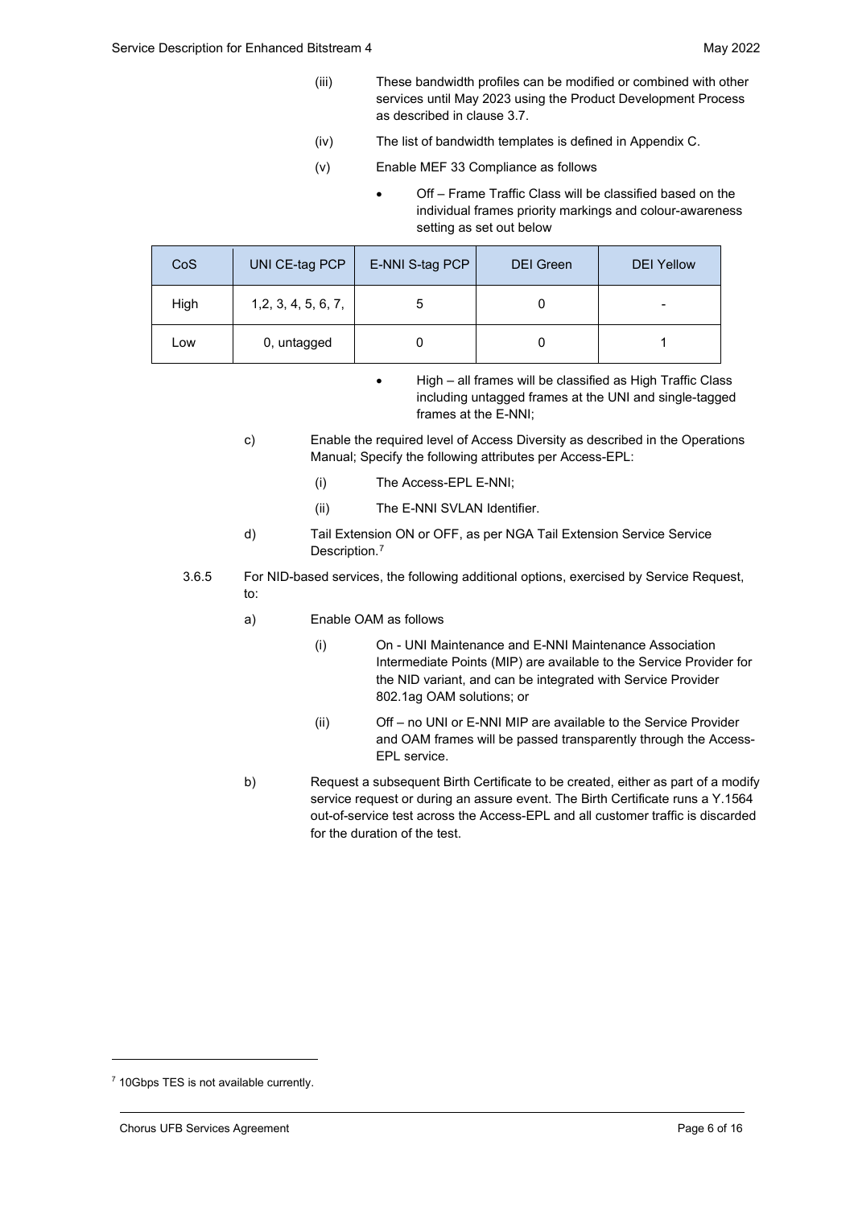(iii) These bandwidth profiles can be modified or combined with other services until May 2023 using the Product Development Process as described in clause 3.7.

(iv) The list of bandwidth templates is defined in Appendix C.

(v) Enable MEF 33 Compliance as follows

- Off – Frame Traffic Class will be classified based on the individual frames priority markings and colour-awareness setting as set out below

| CoS | UNI CE-tag PCP | E-NNI S-tag PCP | DEI Green | DEI Yellow |
|---|---|---|---|---|
| High | 1,2, 3, 4, 5, 6, 7, | 5 | 0 | - |
| Low | 0, untagged | 0 | 0 | 1 |

- High – all frames will be classified as High Traffic Class including untagged frames at the UNI and single-tagged frames at the E-NNI;

c) Enable the required level of Access Diversity as described in the Operations Manual; Specify the following attributes per Access-EPL:

(i) The Access-EPL E-NNI;

(ii) The E-NNI SVLAN Identifier.

d) Tail Extension ON or OFF, as per NGA Tail Extension Service Service Description.[7]

3.6.5 For NID-based services, the following additional options, exercised by Service Request, to:

a) Enable OAM as follows

(i) On - UNI Maintenance and E-NNI Maintenance Association Intermediate Points (MIP) are available to the Service Provider for the NID variant, and can be integrated with Service Provider 802.1ag OAM solutions; or

(ii) Off – no UNI or E-NNI MIP are available to the Service Provider and OAM frames will be passed transparently through the Access-EPL service.

b) Request a subsequent Birth Certificate to be created, either as part of a modify service request or during an assure event. The Birth Certificate runs a Y.1564 out-of-service test across the Access-EPL and all customer traffic is discarded for the duration of the test.

[7] 10Gbps TES is not available currently.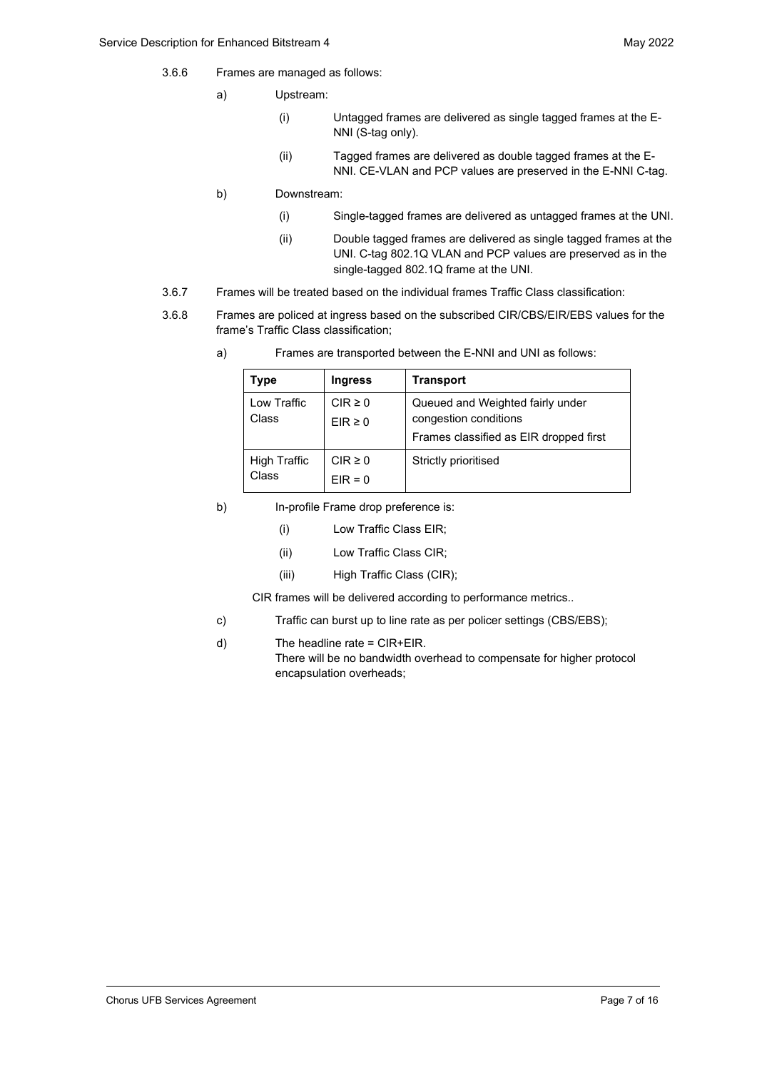3.6.6 Frames are managed as follows:

a) Upstream:

   (i) Untagged frames are delivered as single tagged frames at the E-NNI (S-tag only).

   (ii) Tagged frames are delivered as double tagged frames at the E-NNI. CE-VLAN and PCP values are preserved in the E-NNI C-tag.

b) Downstream:

   (i) Single-tagged frames are delivered as untagged frames at the UNI.

   (ii) Double tagged frames are delivered as single tagged frames at the UNI. C-tag 802.1Q VLAN and PCP values are preserved as in the single-tagged 802.1Q frame at the UNI.

3.6.7 Frames will be treated based on the individual frames Traffic Class classification:

3.6.8 Frames are policed at ingress based on the subscribed CIR/CBS/EIR/EBS values for the frame's Traffic Class classification;

a) Frames are transported between the E-NNI and UNI as follows:

| Type | Ingress | Transport |
| --- | --- | --- |
| Low Traffic Class | CIR ≥ 0<br>EIR ≥ 0 | Queued and Weighted fairly under congestion conditions<br>Frames classified as EIR dropped first |
| High Traffic Class | CIR ≥ 0<br>EIR = 0 | Strictly prioritised |

b) In-profile Frame drop preference is:

   (i) Low Traffic Class EIR;

   (ii) Low Traffic Class CIR;

   (iii) High Traffic Class (CIR);

   CIR frames will be delivered according to performance metrics..

c) Traffic can burst up to line rate as per policer settings (CBS/EBS);

d) The headline rate = CIR+EIR.
   There will be no bandwidth overhead to compensate for higher protocol encapsulation overheads;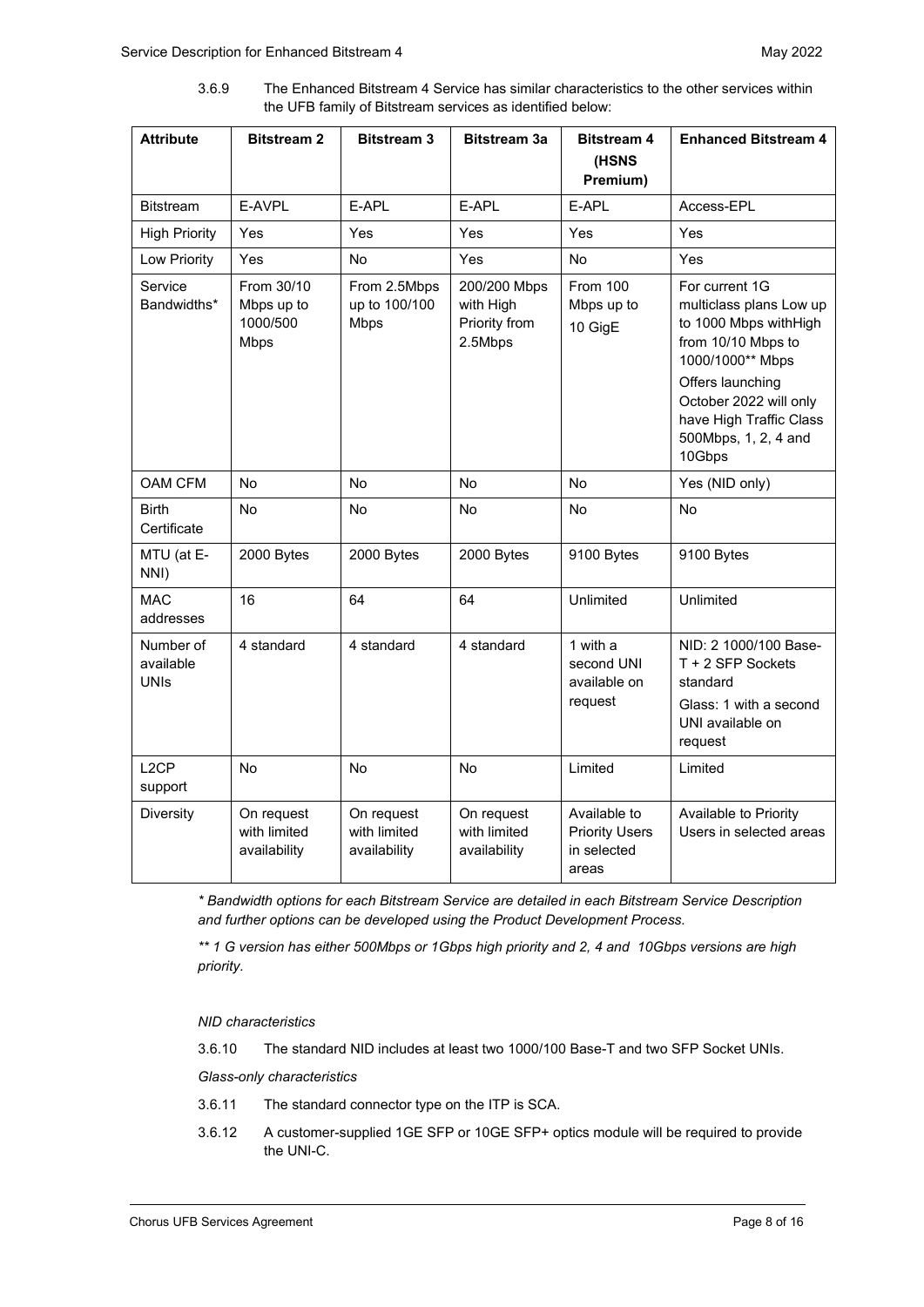3.6.9 The Enhanced Bitstream 4 Service has similar characteristics to the other services within the UFB family of Bitstream services as identified below:

| Attribute | Bitstream 2 | Bitstream 3 | Bitstream 3a | Bitstream 4 (HSNS Premium) | Enhanced Bitstream 4 |
|---|---|---|---|---|---|
| Bitstream | E-AVPL | E-APL | E-APL | E-APL | Access-EPL |
| High Priority | Yes | Yes | Yes | Yes | Yes |
| Low Priority | Yes | No | Yes | No | Yes |
| Service Bandwidths* | From 30/10 Mbps up to 1000/500 Mbps | From 2.5Mbps up to 100/100 Mbps | 200/200 Mbps with High Priority from 2.5Mbps | From 100 Mbps up to 10 GigE | For current 1G multiclass plans Low up to 1000 Mbps withHigh from 10/10 Mbps to 1000/1000** Mbps<br>Offers launching October 2022 will only have High Traffic Class 500Mbps, 1, 2, 4 and 10Gbps |
| OAM CFM | No | No | No | No | Yes (NID only) |
| Birth Certificate | No | No | No | No | No |
| MTU (at E-NNI) | 2000 Bytes | 2000 Bytes | 2000 Bytes | 9100 Bytes | 9100 Bytes |
| MAC addresses | 16 | 64 | 64 | Unlimited | Unlimited |
| Number of available UNIs | 4 standard | 4 standard | 4 standard | 1 with a second UNI available on request | NID: 2 1000/100 Base-T + 2 SFP Sockets standard<br>Glass: 1 with a second UNI available on request |
| L2CP support | No | No | No | Limited | Limited |
| Diversity | On request with limited availability | On request with limited availability | On request with limited availability | Available to Priority Users in selected areas | Available to Priority Users in selected areas |

*\* Bandwidth options for each Bitstream Service are detailed in each Bitstream Service Description and further options can be developed using the Product Development Process.*

*\*\* 1 G version has either 500Mbps or 1Gbps high priority and 2, 4 and 10Gbps versions are high priority.*

*NID characteristics*

3.6.10 The standard NID includes at least two 1000/100 Base-T and two SFP Socket UNIs.

*Glass-only characteristics*

3.6.11 The standard connector type on the ITP is SCA.

3.6.12 A customer-supplied 1GE SFP or 10GE SFP+ optics module will be required to provide the UNI-C.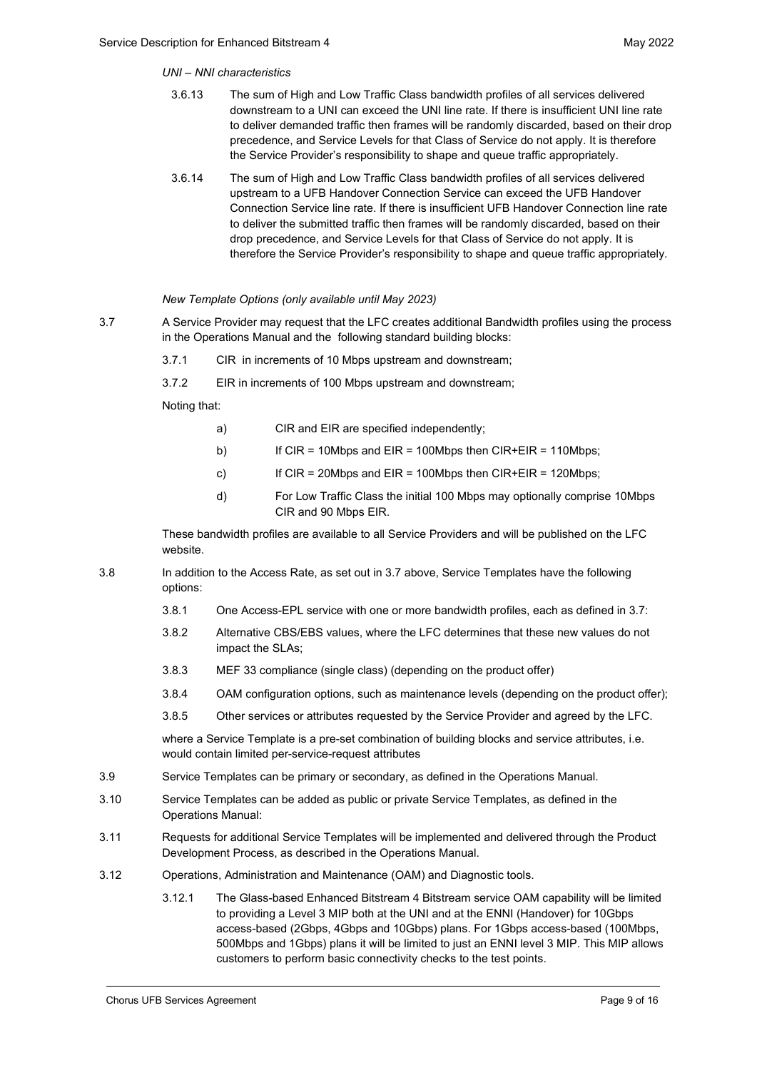*UNI – NNI characteristics*

3.6.13 The sum of High and Low Traffic Class bandwidth profiles of all services delivered downstream to a UNI can exceed the UNI line rate. If there is insufficient UNI line rate to deliver demanded traffic then frames will be randomly discarded, based on their drop precedence, and Service Levels for that Class of Service do not apply. It is therefore the Service Provider's responsibility to shape and queue traffic appropriately.

3.6.14 The sum of High and Low Traffic Class bandwidth profiles of all services delivered upstream to a UFB Handover Connection Service can exceed the UFB Handover Connection Service line rate. If there is insufficient UFB Handover Connection line rate to deliver the submitted traffic then frames will be randomly discarded, based on their drop precedence, and Service Levels for that Class of Service do not apply. It is therefore the Service Provider's responsibility to shape and queue traffic appropriately.

*New Template Options (only available until May 2023)*

3.7 A Service Provider may request that the LFC creates additional Bandwidth profiles using the process in the Operations Manual and the following standard building blocks:

3.7.1 CIR in increments of 10 Mbps upstream and downstream;

3.7.2 EIR in increments of 100 Mbps upstream and downstream;

Noting that:

a) CIR and EIR are specified independently;

b) If CIR = 10Mbps and EIR = 100Mbps then CIR+EIR = 110Mbps;

c) If CIR = 20Mbps and EIR = 100Mbps then CIR+EIR = 120Mbps;

d) For Low Traffic Class the initial 100 Mbps may optionally comprise 10Mbps CIR and 90 Mbps EIR.

These bandwidth profiles are available to all Service Providers and will be published on the LFC website.

3.8 In addition to the Access Rate, as set out in 3.7 above, Service Templates have the following options:

3.8.1 One Access-EPL service with one or more bandwidth profiles, each as defined in 3.7:

3.8.2 Alternative CBS/EBS values, where the LFC determines that these new values do not impact the SLAs;

3.8.3 MEF 33 compliance (single class) (depending on the product offer)

3.8.4 OAM configuration options, such as maintenance levels (depending on the product offer);

3.8.5 Other services or attributes requested by the Service Provider and agreed by the LFC.

where a Service Template is a pre-set combination of building blocks and service attributes, i.e. would contain limited per-service-request attributes

3.9 Service Templates can be primary or secondary, as defined in the Operations Manual.

3.10 Service Templates can be added as public or private Service Templates, as defined in the Operations Manual:

3.11 Requests for additional Service Templates will be implemented and delivered through the Product Development Process, as described in the Operations Manual.

3.12 Operations, Administration and Maintenance (OAM) and Diagnostic tools.

3.12.1 The Glass-based Enhanced Bitstream 4 Bitstream service OAM capability will be limited to providing a Level 3 MIP both at the UNI and at the ENNI (Handover) for 10Gbps access-based (2Gbps, 4Gbps and 10Gbps) plans. For 1Gbps access-based (100Mbps, 500Mbps and 1Gbps) plans it will be limited to just an ENNI level 3 MIP. This MIP allows customers to perform basic connectivity checks to the test points.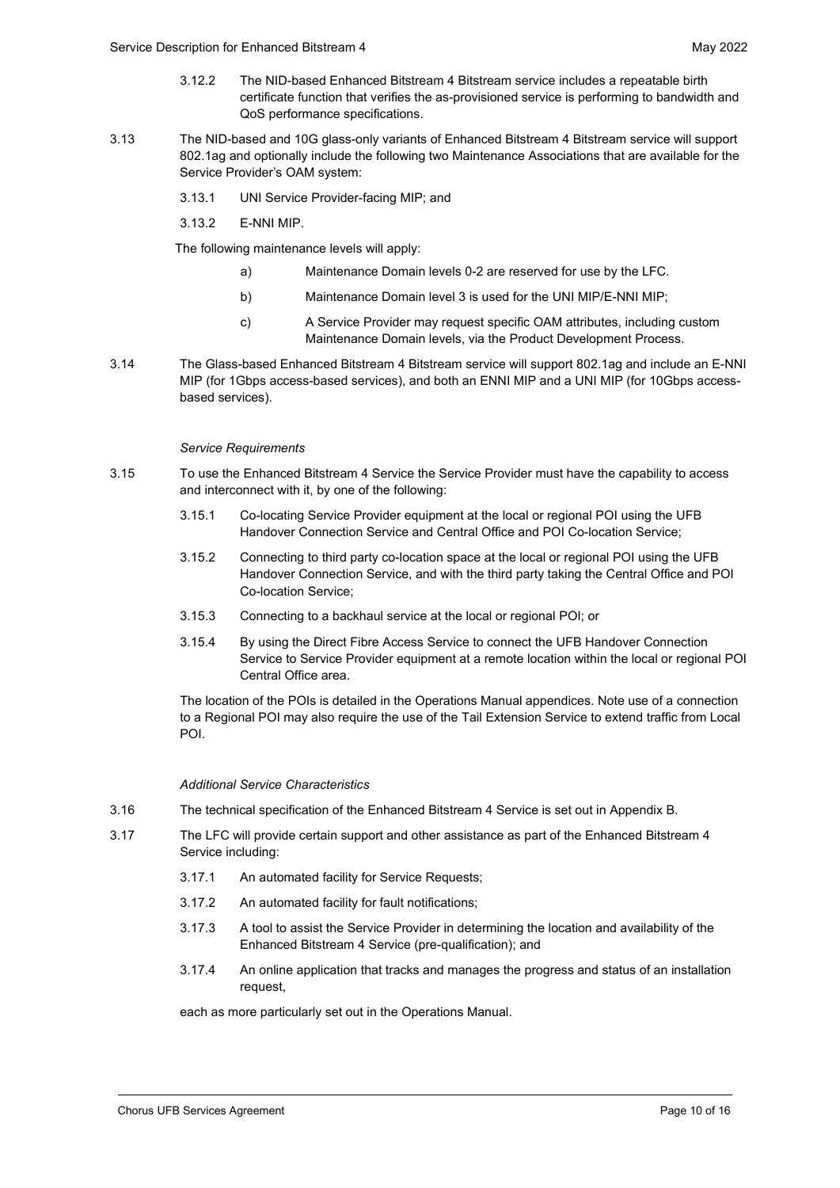3.12.2 The NID-based Enhanced Bitstream 4 Bitstream service includes a repeatable birth certificate function that verifies the as-provisioned service is performing to bandwidth and QoS performance specifications.

3.13 The NID-based and 10G glass-only variants of Enhanced Bitstream 4 Bitstream service will support 802.1ag and optionally include the following two Maintenance Associations that are available for the Service Provider's OAM system:

3.13.1 UNI Service Provider-facing MIP; and

3.13.2 E-NNI MIP.

The following maintenance levels will apply:

a) Maintenance Domain levels 0-2 are reserved for use by the LFC.

b) Maintenance Domain level 3 is used for the UNI MIP/E-NNI MIP;

c) A Service Provider may request specific OAM attributes, including custom Maintenance Domain levels, via the Product Development Process.

3.14 The Glass-based Enhanced Bitstream 4 Bitstream service will support 802.1ag and include an E-NNI MIP (for 1Gbps access-based services), and both an ENNI MIP and a UNI MIP (for 10Gbps access-based services).

*Service Requirements*

3.15 To use the Enhanced Bitstream 4 Service the Service Provider must have the capability to access and interconnect with it, by one of the following:

3.15.1 Co-locating Service Provider equipment at the local or regional POI using the UFB Handover Connection Service and Central Office and POI Co-location Service;

3.15.2 Connecting to third party co-location space at the local or regional POI using the UFB Handover Connection Service, and with the third party taking the Central Office and POI Co-location Service;

3.15.3 Connecting to a backhaul service at the local or regional POI; or

3.15.4 By using the Direct Fibre Access Service to connect the UFB Handover Connection Service to Service Provider equipment at a remote location within the local or regional POI Central Office area.

The location of the POIs is detailed in the Operations Manual appendices. Note use of a connection to a Regional POI may also require the use of the Tail Extension Service to extend traffic from Local POI.

*Additional Service Characteristics*

3.16 The technical specification of the Enhanced Bitstream 4 Service is set out in Appendix B.

3.17 The LFC will provide certain support and other assistance as part of the Enhanced Bitstream 4 Service including:

3.17.1 An automated facility for Service Requests;

3.17.2 An automated facility for fault notifications;

3.17.3 A tool to assist the Service Provider in determining the location and availability of the Enhanced Bitstream 4 Service (pre-qualification); and

3.17.4 An online application that tracks and manages the progress and status of an installation request,

each as more particularly set out in the Operations Manual.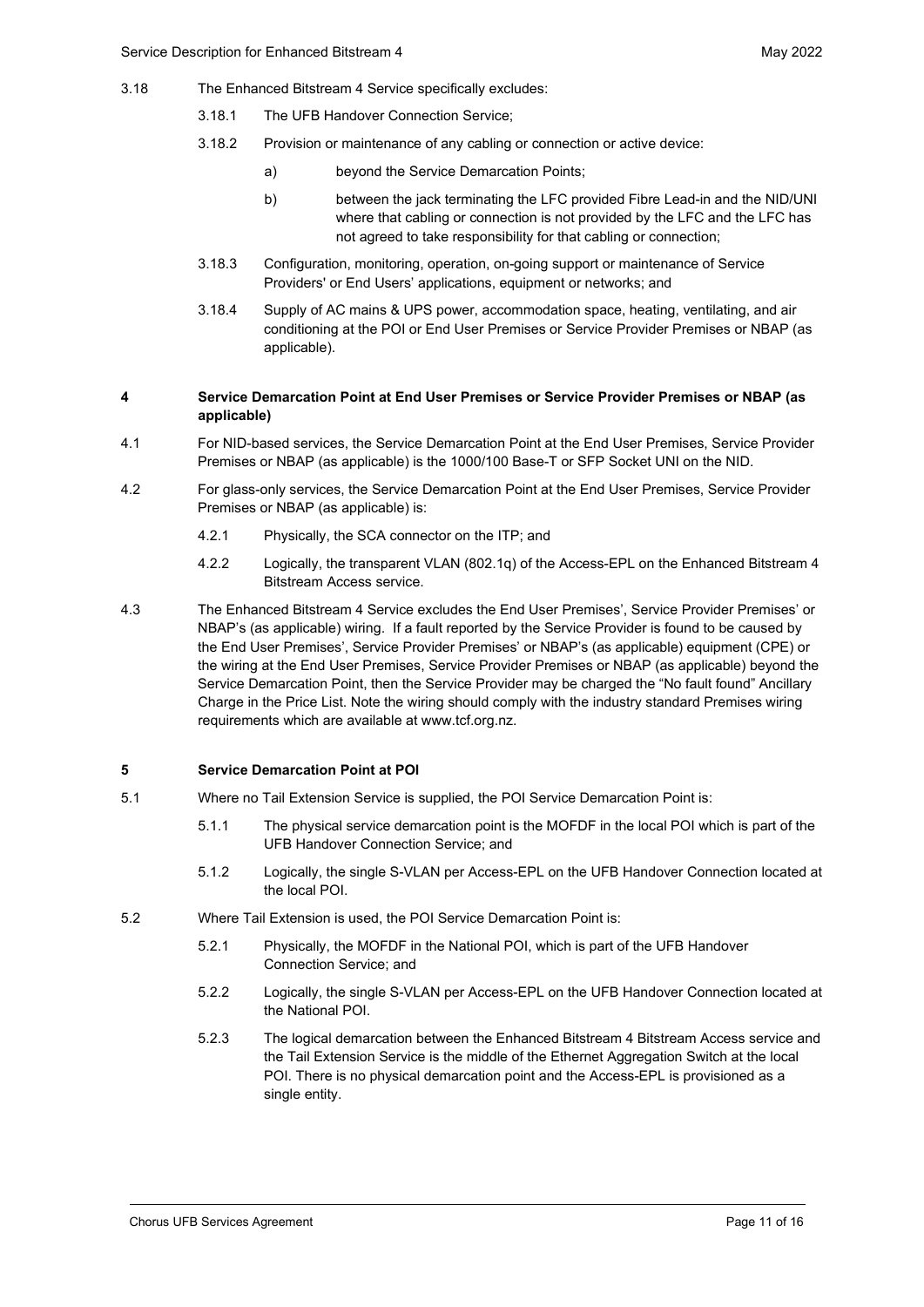3.18 The Enhanced Bitstream 4 Service specifically excludes:

3.18.1 The UFB Handover Connection Service;

3.18.2 Provision or maintenance of any cabling or connection or active device:

a) beyond the Service Demarcation Points;

b) between the jack terminating the LFC provided Fibre Lead-in and the NID/UNI where that cabling or connection is not provided by the LFC and the LFC has not agreed to take responsibility for that cabling or connection;

3.18.3 Configuration, monitoring, operation, on-going support or maintenance of Service Providers' or End Users' applications, equipment or networks; and

3.18.4 Supply of AC mains & UPS power, accommodation space, heating, ventilating, and air conditioning at the POI or End User Premises or Service Provider Premises or NBAP (as applicable).

## 4 Service Demarcation Point at End User Premises or Service Provider Premises or NBAP (as applicable)

4.1 For NID-based services, the Service Demarcation Point at the End User Premises, Service Provider Premises or NBAP (as applicable) is the 1000/100 Base-T or SFP Socket UNI on the NID.

4.2 For glass-only services, the Service Demarcation Point at the End User Premises, Service Provider Premises or NBAP (as applicable) is:

4.2.1 Physically, the SCA connector on the ITP; and

4.2.2 Logically, the transparent VLAN (802.1q) of the Access-EPL on the Enhanced Bitstream 4 Bitstream Access service.

4.3 The Enhanced Bitstream 4 Service excludes the End User Premises', Service Provider Premises' or NBAP's (as applicable) wiring. If a fault reported by the Service Provider is found to be caused by the End User Premises', Service Provider Premises' or NBAP's (as applicable) equipment (CPE) or the wiring at the End User Premises, Service Provider Premises or NBAP (as applicable) beyond the Service Demarcation Point, then the Service Provider may be charged the "No fault found" Ancillary Charge in the Price List. Note the wiring should comply with the industry standard Premises wiring requirements which are available at www.tcf.org.nz.

## 5 Service Demarcation Point at POI

5.1 Where no Tail Extension Service is supplied, the POI Service Demarcation Point is:

5.1.1 The physical service demarcation point is the MOFDF in the local POI which is part of the UFB Handover Connection Service; and

5.1.2 Logically, the single S-VLAN per Access-EPL on the UFB Handover Connection located at the local POI.

5.2 Where Tail Extension is used, the POI Service Demarcation Point is:

5.2.1 Physically, the MOFDF in the National POI, which is part of the UFB Handover Connection Service; and

5.2.2 Logically, the single S-VLAN per Access-EPL on the UFB Handover Connection located at the National POI.

5.2.3 The logical demarcation between the Enhanced Bitstream 4 Bitstream Access service and the Tail Extension Service is the middle of the Ethernet Aggregation Switch at the local POI. There is no physical demarcation point and the Access-EPL is provisioned as a single entity.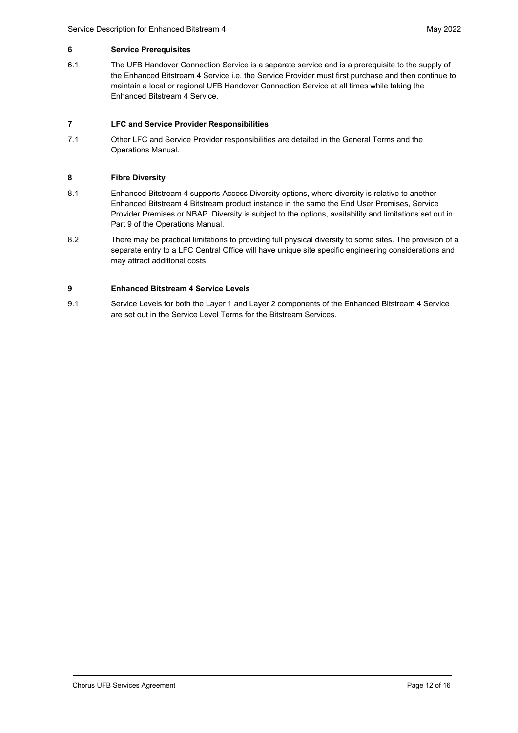## 6 Service Prerequisites

6.1 The UFB Handover Connection Service is a separate service and is a prerequisite to the supply of the Enhanced Bitstream 4 Service i.e. the Service Provider must first purchase and then continue to maintain a local or regional UFB Handover Connection Service at all times while taking the Enhanced Bitstream 4 Service.

## 7 LFC and Service Provider Responsibilities

7.1 Other LFC and Service Provider responsibilities are detailed in the General Terms and the Operations Manual.

## 8 Fibre Diversity

8.1 Enhanced Bitstream 4 supports Access Diversity options, where diversity is relative to another Enhanced Bitstream 4 Bitstream product instance in the same the End User Premises, Service Provider Premises or NBAP. Diversity is subject to the options, availability and limitations set out in Part 9 of the Operations Manual.

8.2 There may be practical limitations to providing full physical diversity to some sites. The provision of a separate entry to a LFC Central Office will have unique site specific engineering considerations and may attract additional costs.

## 9 Enhanced Bitstream 4 Service Levels

9.1 Service Levels for both the Layer 1 and Layer 2 components of the Enhanced Bitstream 4 Service are set out in the Service Level Terms for the Bitstream Services.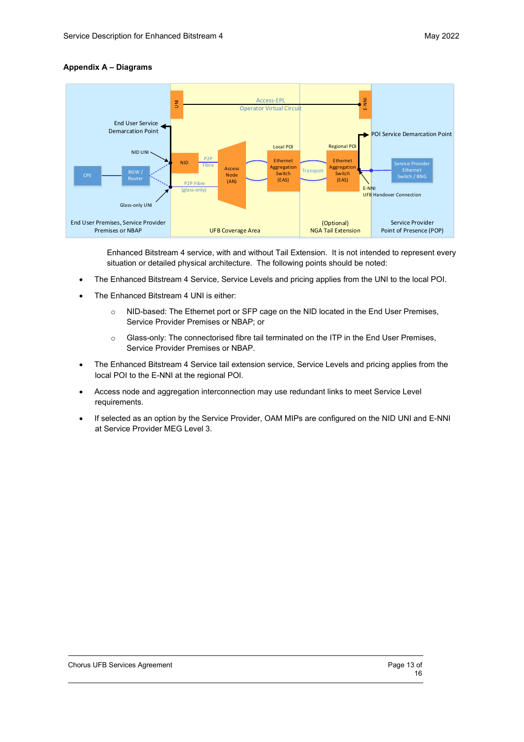**Appendix A – Diagrams**

Enhanced Bitstream 4 service, with and without Tail Extension. It is not intended to represent every situation or detailed physical architecture. The following points should be noted:

- The Enhanced Bitstream 4 Service, Service Levels and pricing applies from the UNI to the local POI.
- The Enhanced Bitstream 4 UNI is either:
  - NID-based: The Ethernet port or SFP cage on the NID located in the End User Premises, Service Provider Premises or NBAP; or
  - Glass-only: The connectorised fibre tail terminated on the ITP in the End User Premises, Service Provider Premises or NBAP.
- The Enhanced Bitstream 4 Service tail extension service, Service Levels and pricing applies from the local POI to the E-NNI at the regional POI.
- Access node and aggregation interconnection may use redundant links to meet Service Level requirements.
- If selected as an option by the Service Provider, OAM MIPs are configured on the NID UNI and E-NNI at Service Provider MEG Level 3.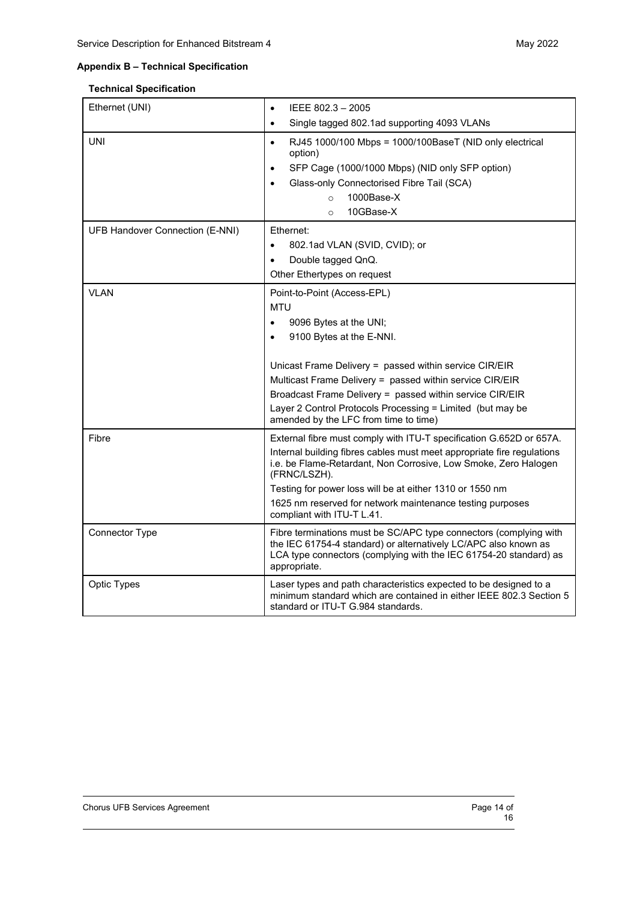## Appendix B – Technical Specification

### Technical Specification

| | |
|---|---|
| Ethernet (UNI) | • IEEE 802.3 – 2005<br>• Single tagged 802.1ad supporting 4093 VLANs |
| UNI | • RJ45 1000/100 Mbps = 1000/100BaseT (NID only electrical option)<br>• SFP Cage (1000/1000 Mbps) (NID only SFP option)<br>• Glass-only Connectorised Fibre Tail (SCA)<br>&nbsp;&nbsp;&nbsp;&nbsp;○ 1000Base-X<br>&nbsp;&nbsp;&nbsp;&nbsp;○ 10GBase-X |
| UFB Handover Connection (E-NNI) | Ethernet:<br>• 802.1ad VLAN (SVID, CVID); or<br>• Double tagged QnQ.<br>Other Ethertypes on request |
| VLAN | Point-to-Point (Access-EPL)<br>MTU<br>• 9096 Bytes at the UNI;<br>• 9100 Bytes at the E-NNI.<br><br>Unicast Frame Delivery = passed within service CIR/EIR<br>Multicast Frame Delivery = passed within service CIR/EIR<br>Broadcast Frame Delivery = passed within service CIR/EIR<br>Layer 2 Control Protocols Processing = Limited (but may be amended by the LFC from time to time) |
| Fibre | External fibre must comply with ITU-T specification G.652D or 657A.<br>Internal building fibres cables must meet appropriate fire regulations i.e. be Flame-Retardant, Non Corrosive, Low Smoke, Zero Halogen (FRNC/LSZH).<br>Testing for power loss will be at either 1310 or 1550 nm<br>1625 nm reserved for network maintenance testing purposes compliant with ITU-T L.41. |
| Connector Type | Fibre terminations must be SC/APC type connectors (complying with the IEC 61754-4 standard) or alternatively LC/APC also known as LCA type connectors (complying with the IEC 61754-20 standard) as appropriate. |
| Optic Types | Laser types and path characteristics expected to be designed to a minimum standard which are contained in either IEEE 802.3 Section 5 standard or ITU-T G.984 standards. |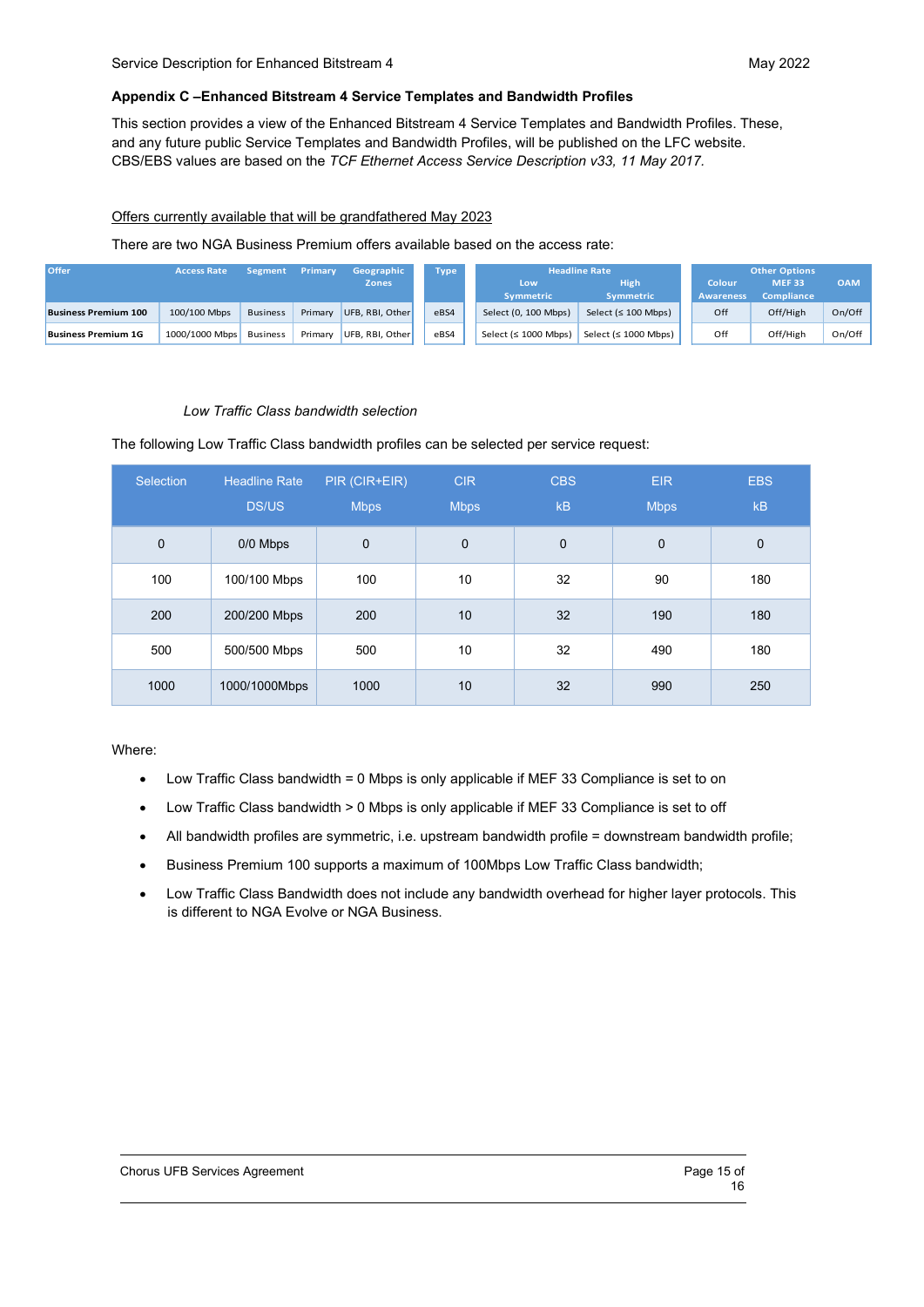### Appendix C –Enhanced Bitstream 4 Service Templates and Bandwidth Profiles

This section provides a view of the Enhanced Bitstream 4 Service Templates and Bandwidth Profiles. These, and any future public Service Templates and Bandwidth Profiles, will be published on the LFC website. CBS/EBS values are based on the *TCF Ethernet Access Service Description v33, 11 May 2017.*

<u>Offers currently available that will be grandfathered May 2023</u>

There are two NGA Business Premium offers available based on the access rate:

| Offer | Access Rate | Segment | Primary | Geographic Zones | Type | Headline Rate | | Other Options | | |
|---|---|---|---|---|---|---|---|---|---|---|
| | | | | | | Low Symmetric | High Symmetric | Colour Awareness | MEF 33 Compliance | OAM |
| **Business Premium 100** | 100/100 Mbps | Business | Primary | UFB, RBI, Other | eBS4 | Select (0, 100 Mbps) | Select (≤ 100 Mbps) | Off | Off/High | On/Off |
| **Business Premium 1G** | 1000/1000 Mbps | Business | Primary | UFB, RBI, Other | eBS4 | Select (≤ 1000 Mbps) | Select (≤ 1000 Mbps) | Off | Off/High | On/Off |

*Low Traffic Class bandwidth selection*

The following Low Traffic Class bandwidth profiles can be selected per service request:

| Selection | Headline Rate DS/US | PIR (CIR+EIR) Mbps | CIR Mbps | CBS kB | EIR Mbps | EBS kB |
|---|---|---|---|---|---|---|
| 0 | 0/0 Mbps | 0 | 0 | 0 | 0 | 0 |
| 100 | 100/100 Mbps | 100 | 10 | 32 | 90 | 180 |
| 200 | 200/200 Mbps | 200 | 10 | 32 | 190 | 180 |
| 500 | 500/500 Mbps | 500 | 10 | 32 | 490 | 180 |
| 1000 | 1000/1000Mbps | 1000 | 10 | 32 | 990 | 250 |

Where:

- Low Traffic Class bandwidth = 0 Mbps is only applicable if MEF 33 Compliance is set to on
- Low Traffic Class bandwidth > 0 Mbps is only applicable if MEF 33 Compliance is set to off
- All bandwidth profiles are symmetric, i.e. upstream bandwidth profile = downstream bandwidth profile;
- Business Premium 100 supports a maximum of 100Mbps Low Traffic Class bandwidth;
- Low Traffic Class Bandwidth does not include any bandwidth overhead for higher layer protocols. This is different to NGA Evolve or NGA Business.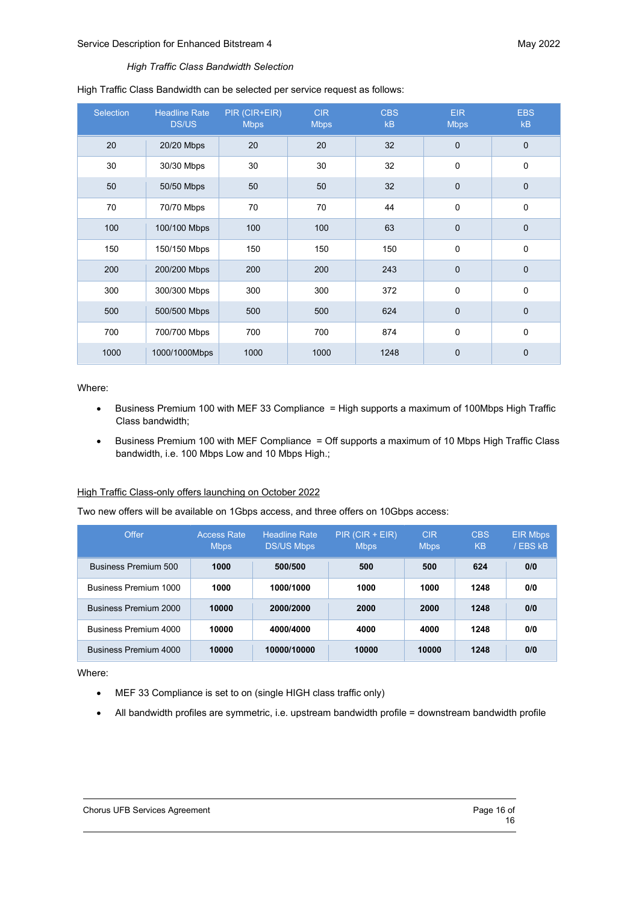*High Traffic Class Bandwidth Selection*

High Traffic Class Bandwidth can be selected per service request as follows:

| Selection | Headline Rate DS/US | PIR (CIR+EIR) Mbps | CIR Mbps | CBS kB | EIR Mbps | EBS kB |
|---|---|---|---|---|---|---|
| 20 | 20/20 Mbps | 20 | 20 | 32 | 0 | 0 |
| 30 | 30/30 Mbps | 30 | 30 | 32 | 0 | 0 |
| 50 | 50/50 Mbps | 50 | 50 | 32 | 0 | 0 |
| 70 | 70/70 Mbps | 70 | 70 | 44 | 0 | 0 |
| 100 | 100/100 Mbps | 100 | 100 | 63 | 0 | 0 |
| 150 | 150/150 Mbps | 150 | 150 | 150 | 0 | 0 |
| 200 | 200/200 Mbps | 200 | 200 | 243 | 0 | 0 |
| 300 | 300/300 Mbps | 300 | 300 | 372 | 0 | 0 |
| 500 | 500/500 Mbps | 500 | 500 | 624 | 0 | 0 |
| 700 | 700/700 Mbps | 700 | 700 | 874 | 0 | 0 |
| 1000 | 1000/1000Mbps | 1000 | 1000 | 1248 | 0 | 0 |

Where:

- Business Premium 100 with MEF 33 Compliance = High supports a maximum of 100Mbps High Traffic Class bandwidth;
- Business Premium 100 with MEF Compliance = Off supports a maximum of 10 Mbps High Traffic Class bandwidth, i.e. 100 Mbps Low and 10 Mbps High.;

<u>High Traffic Class-only offers launching on October 2022</u>

Two new offers will be available on 1Gbps access, and three offers on 10Gbps access:

| Offer | Access Rate Mbps | Headline Rate DS/US Mbps | PIR (CIR + EIR) Mbps | CIR Mbps | CBS KB | EIR Mbps / EBS kB |
|---|---|---|---|---|---|---|
| Business Premium 500 | **1000** | **500/500** | **500** | **500** | **624** | **0/0** |
| Business Premium 1000 | **1000** | **1000/1000** | **1000** | **1000** | **1248** | **0/0** |
| Business Premium 2000 | **10000** | **2000/2000** | **2000** | **2000** | **1248** | **0/0** |
| Business Premium 4000 | **10000** | **4000/4000** | **4000** | **4000** | **1248** | **0/0** |
| Business Premium 4000 | **10000** | **10000/10000** | **10000** | **10000** | **1248** | **0/0** |

Where:

- MEF 33 Compliance is set to on (single HIGH class traffic only)
- All bandwidth profiles are symmetric, i.e. upstream bandwidth profile = downstream bandwidth profile